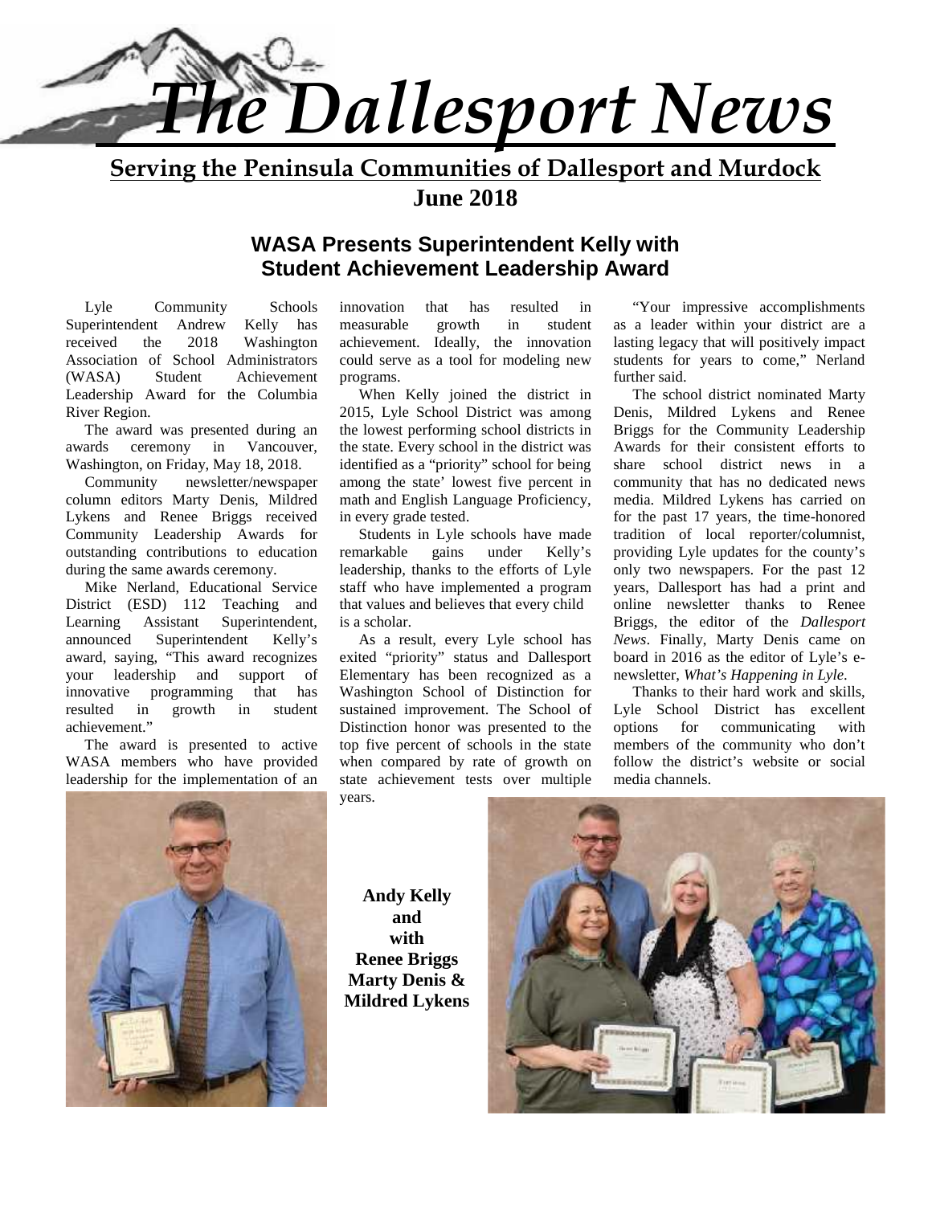# The Dallesport News

**Serving the Peninsula Communities of Dallesport and Murdock**

**June 2018**

## WASA Presents Superintendent Kelly with Student Achievement Leadership Award

Lyle Community Schools Superintendent Andrew Kelly has received the 2018 Washington Association of School Administrators (WASA) Student Achievement Leadership Award for the Columbia River Region.

The award was presented during an awards ceremony in Vancouver, Washington, on Friday, May 18, 2018.

Community newsletter/newspaper column editors Marty Denis, Mildred Lykens and Renee Briggs received Community Leadership Awards for outstanding contributions to education during the same awards ceremony.

Mike Nerland, Educational Service District (ESD) 112 Teaching and Learning Assistant Superintendent, announced Superintendent Kelly's award, saying, "This award recognizes your leadership and support of innovative programming that has resulted in growth in student achievement."

The award is presented to active WASA members who have provided leadership for the implementation of an innovation that has resulted in measurable growth in student achievement. Ideally, the innovation could serve as a tool for modeling new programs.

When Kelly joined the district in 2015, Lyle School District was among the lowest performing school districts in the state. Every school in the district was identified as a "priority" school for being among the state' lowest five percent in math and English Language Proficiency, in every grade tested.

Students in Lyle schools have made remarkable gains under Kelly's leadership, thanks to the efforts of Lyle staff who have implemented a program that values and believes that every child is a scholar.

As a result, every Lyle school has exited "priority" status and Dallesport Elementary has been recognized as a Washington School of Distinction for sustained improvement. The School of Distinction honor was presented to the top five percent of schools in the state when compared by rate of growth on state achievement tests over multiple years.

"Your impressive accomplishments as a leader within your district are a lasting legacy that will positively impact students for years to come," Nerland further said.

The school district nominated Marty Denis, Mildred Lykens and Renee Briggs for the Community Leadership Awards for their consistent efforts to share school district news in a community that has no dedicated news media. Mildred Lykens has carried on for the past 17 years, the time-honored tradition of local reporter/columnist, providing Lyle updates for the county's only two newspapers. For the past 12 years, Dallesport has had a print and online newsletter thanks to Renee Briggs, the editor of the *Dallesport News*. Finally, Marty Denis came on board in 2016 as the editor of Lyle's e-newsletter, *What's Happening in Lyle*.

Thanks to their hard work and skills, Lyle School District has excellent options for communicating with members of the community who don't follow the district's website or social media channels.

**Andy Kelly and with Renee Briggs Marty Denis & Mildred Lykens**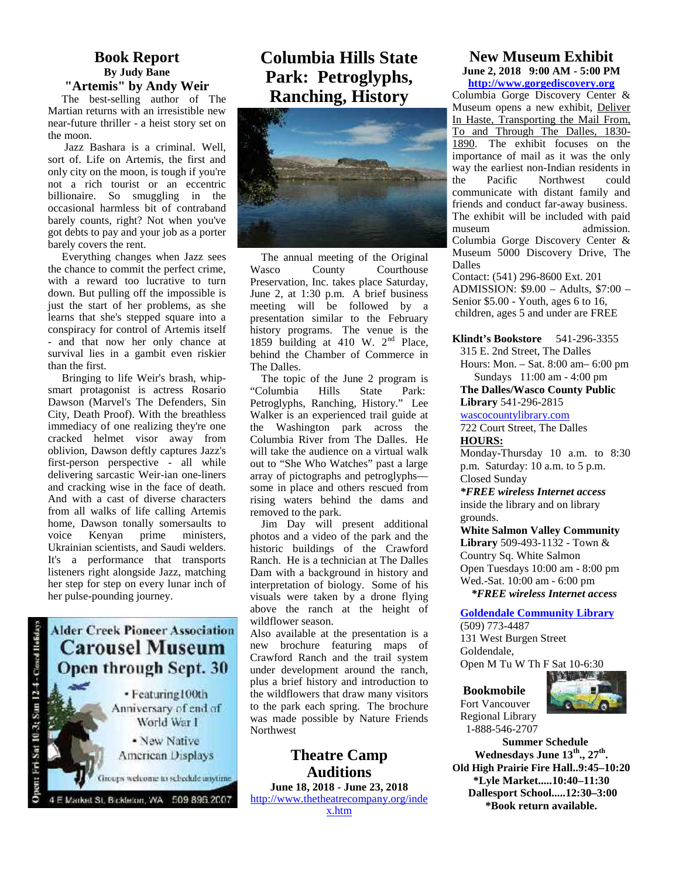## Book Report

**By Judy Bane**

### "Artemis" by Andy Weir

The best-selling author of The Martian returns with an irresistible new near-future thriller - a heist story set on the moon.

Jazz Bashara is a criminal. Well, sort of. Life on Artemis, the first and only city on the moon, is tough if you're not a rich tourist or an eccentric billionaire. So smuggling in the occasional harmless bit of contraband barely counts, right? Not when you've got debts to pay and your job as a porter barely covers the rent.

Everything changes when Jazz sees the chance to commit the perfect crime, with a reward too lucrative to turn down. But pulling off the impossible is just the start of her problems, as she learns that she's stepped square into a conspiracy for control of Artemis itself - and that now her only chance at survival lies in a gambit even riskier than the first.

Bringing to life Weir's brash, whip-smart protagonist is actress Rosario Dawson (Marvel's The Defenders, Sin City, Death Proof). With the breathless immediacy of one realizing they're one cracked helmet visor away from oblivion, Dawson deftly captures Jazz's first-person perspective - all while delivering sarcastic Weir-ian one-liners and cracking wise in the face of death. And with a cast of diverse characters from all walks of life calling Artemis home, Dawson tonally somersaults to voice Kenyan prime ministers, Ukrainian scientists, and Saudi welders. It's a performance that transports listeners right alongside Jazz, matching her step for step on every lunar inch of her pulse-pounding journey.

Open: Fri-Sat 10-3; Sun 12-4 - Closed Holidays

**Alder Creek Pioneer Association**

**Carousel Museum**

**Open through Sept. 30**

- Featuring 100th Anniversary of end of World War I
- New Native American Displays

Groups welcome to schedule anytime

4 E Market St, Bickleton, WA 509 896.2007

## Columbia Hills State Park: Petroglyphs, Ranching, History

The annual meeting of the Original Wasco County Courthouse Preservation, Inc. takes place Saturday, June 2, at 1:30 p.m. A brief business meeting will be followed by a presentation similar to the February history programs. The venue is the 1859 building at 410 W. 2nd Place, behind the Chamber of Commerce in The Dalles.

The topic of the June 2 program is "Columbia Hills State Park: Petroglyphs, Ranching, History." Lee Walker is an experienced trail guide at the Washington park across the Columbia River from The Dalles. He will take the audience on a virtual walk out to "She Who Watches" past a large array of pictographs and petroglyphs—some in place and others rescued from rising waters behind the dams and removed to the park.

Jim Day will present additional photos and a video of the park and the historic buildings of the Crawford Ranch. He is a technician at The Dalles Dam with a background in history and interpretation of biology. Some of his visuals were taken by a drone flying above the ranch at the height of wildflower season.

Also available at the presentation is a new brochure featuring maps of Crawford Ranch and the trail system under development around the ranch, plus a brief history and introduction to the wildflowers that draw many visitors to the park each spring. The brochure was made possible by Nature Friends Northwest

## Theatre Camp Auditions

**June 18, 2018 - June 23, 2018**

http://www.thetheatrecompany.org/index.htm

## New Museum Exhibit

**June 2, 2018 9:00 AM - 5:00 PM**

**http://www.gorgediscovery.org**

Columbia Gorge Discovery Center & Museum opens a new exhibit, Deliver In Haste, Transporting the Mail From, To and Through The Dalles, 1830-1890. The exhibit focuses on the importance of mail as it was the only way the earliest non-Indian residents in the Pacific Northwest could communicate with distant family and friends and conduct far-away business. The exhibit will be included with paid museum admission. Columbia Gorge Discovery Center & Museum 5000 Discovery Drive, The Dalles

Contact: (541) 296-8600 Ext. 201

ADMISSION: $9.00 – Adults, $7:00 – Senior $5.00 - Youth, ages 6 to 16, children, ages 5 and under are FREE

**Klindt's Bookstore** 541-296-3355
315 E. 2nd Street, The Dalles
Hours: Mon. – Sat. 8:00 am– 6:00 pm
Sundays 11:00 am - 4:00 pm

**The Dalles/Wasco County Public Library** 541-296-2815
wascocountylibrary.com
722 Court Street, The Dalles
**HOURS:**
Monday-Thursday 10 a.m. to 8:30 p.m. Saturday: 10 a.m. to 5 p.m.
Closed Sunday
***FREE wireless Internet access*** inside the library and on library grounds.

**White Salmon Valley Community Library** 509-493-1132 - Town & Country Sq. White Salmon
Open Tuesdays 10:00 am - 8:00 pm
Wed.-Sat. 10:00 am - 6:00 pm
***FREE wireless Internet access***

**Goldendale Community Library**
(509) 773-4487
131 West Burgen Street
Goldendale,
Open M Tu W Th F Sat 10-6:30

**Bookmobile**
Fort Vancouver Regional Library
1-888-546-2707

**Summer Schedule**
**Wednesdays June 13th., 27th.**
**Old High Prairie Fire Hall..9:45–10:20**
**\*Lyle Market.....10:40–11:30**
**Dallesport School.....12:30–3:00**
**\*Book return available.**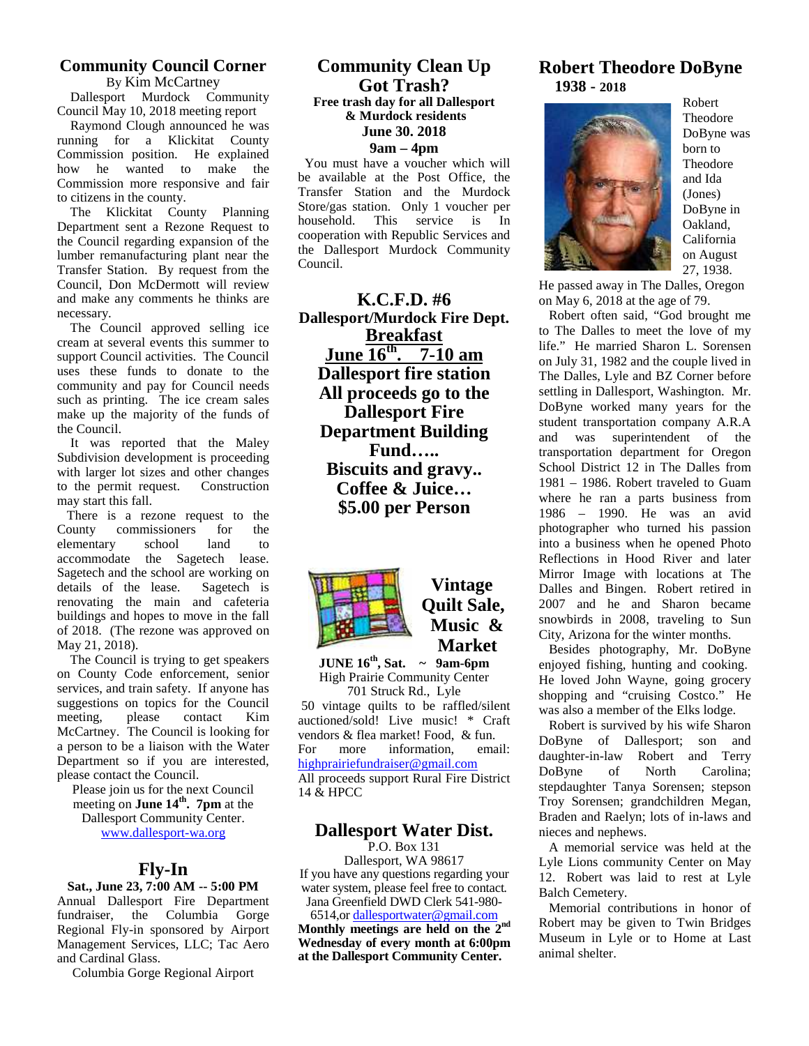## Community Council Corner

By Kim McCartney

Dallesport Murdock Community Council May 10, 2018 meeting report

Raymond Clough announced he was running for a Klickitat County Commission position. He explained how he wanted to make the Commission more responsive and fair to citizens in the county.

The Klickitat County Planning Department sent a Rezone Request to the Council regarding expansion of the lumber remanufacturing plant near the Transfer Station. By request from the Council, Don McDermott will review and make any comments he thinks are necessary.

The Council approved selling ice cream at several events this summer to support Council activities. The Council uses these funds to donate to the community and pay for Council needs such as printing. The ice cream sales make up the majority of the funds of the Council.

It was reported that the Maley Subdivision development is proceeding with larger lot sizes and other changes to the permit request. Construction may start this fall.

There is a rezone request to the County commissioners for the elementary school land to accommodate the Sagetech lease. Sagetech and the school are working on details of the lease. Sagetech is renovating the main and cafeteria buildings and hopes to move in the fall of 2018. (The rezone was approved on May 21, 2018).

The Council is trying to get speakers on County Code enforcement, senior services, and train safety. If anyone has suggestions on topics for the Council meeting, please contact Kim McCartney. The Council is looking for a person to be a liaison with the Water Department so if you are interested, please contact the Council.

Please join us for the next Council meeting on **June 14th. 7pm** at the Dallesport Community Center.
www.dallesport-wa.org

## Fly-In

**Sat., June 23, 7:00 AM -- 5:00 PM**

Annual Dallesport Fire Department fundraiser, the Columbia Gorge Regional Fly-in sponsored by Airport Management Services, LLC; Tac Aero and Cardinal Glass.

Columbia Gorge Regional Airport

## Community Clean Up Got Trash?

**Free trash day for all Dallesport & Murdock residents**

**June 30. 2018**

**9am – 4pm**

You must have a voucher which will be available at the Post Office, the Transfer Station and the Murdock Store/gas station. Only 1 voucher per household. This service is In cooperation with Republic Services and the Dallesport Murdock Community Council.

## K.C.F.D. #6

**Dallesport/Murdock Fire Dept.**

**Breakfast**

**June 16th. 7-10 am**

**Dallesport fire station**

**All proceeds go to the Dallesport Fire Department Building Fund…..**

**Biscuits and gravy..**

**Coffee & Juice…**

**$5.00 per Person**

## Vintage Quilt Sale, Music & Market

**JUNE 16th, Sat. ~ 9am-6pm**

High Prairie Community Center
701 Struck Rd., Lyle

50 vintage quilts to be raffled/silent auctioned/sold! Live music! * Craft vendors & flea market! Food, & fun. For more information, email: highprairiefundraiser@gmail.com

All proceeds support Rural Fire District 14 & HPCC

## Dallesport Water Dist.

P.O. Box 131
Dallesport, WA 98617

If you have any questions regarding your water system, please feel free to contact. Jana Greenfield DWD Clerk 541-980-6514,or dallesportwater@gmail.com

**Monthly meetings are held on the 2nd Wednesday of every month at 6:00pm at the Dallesport Community Center.**

## Robert Theodore DoByne

**1938 - 2018**

Robert Theodore DoByne was born to Theodore and Ida (Jones) DoByne in Oakland, California on August 27, 1938. He passed away in The Dalles, Oregon on May 6, 2018 at the age of 79.

Robert often said, "God brought me to The Dalles to meet the love of my life." He married Sharon L. Sorensen on July 31, 1982 and the couple lived in The Dalles, Lyle and BZ Corner before settling in Dallesport, Washington. Mr. DoByne worked many years for the student transportation company A.R.A and was superintendent of the transportation department for Oregon School District 12 in The Dalles from 1981 – 1986. Robert traveled to Guam where he ran a parts business from 1986 – 1990. He was an avid photographer who turned his passion into a business when he opened Photo Reflections in Hood River and later Mirror Image with locations at The Dalles and Bingen. Robert retired in 2007 and he and Sharon became snowbirds in 2008, traveling to Sun City, Arizona for the winter months.

Besides photography, Mr. DoByne enjoyed fishing, hunting and cooking. He loved John Wayne, going grocery shopping and "cruising Costco." He was also a member of the Elks lodge.

Robert is survived by his wife Sharon DoByne of Dallesport; son and daughter-in-law Robert and Terry DoByne of North Carolina; stepdaughter Tanya Sorensen; stepson Troy Sorensen; grandchildren Megan, Braden and Raelyn; lots of in-laws and nieces and nephews.

A memorial service was held at the Lyle Lions community Center on May 12. Robert was laid to rest at Lyle Balch Cemetery.

Memorial contributions in honor of Robert may be given to Twin Bridges Museum in Lyle or to Home at Last animal shelter.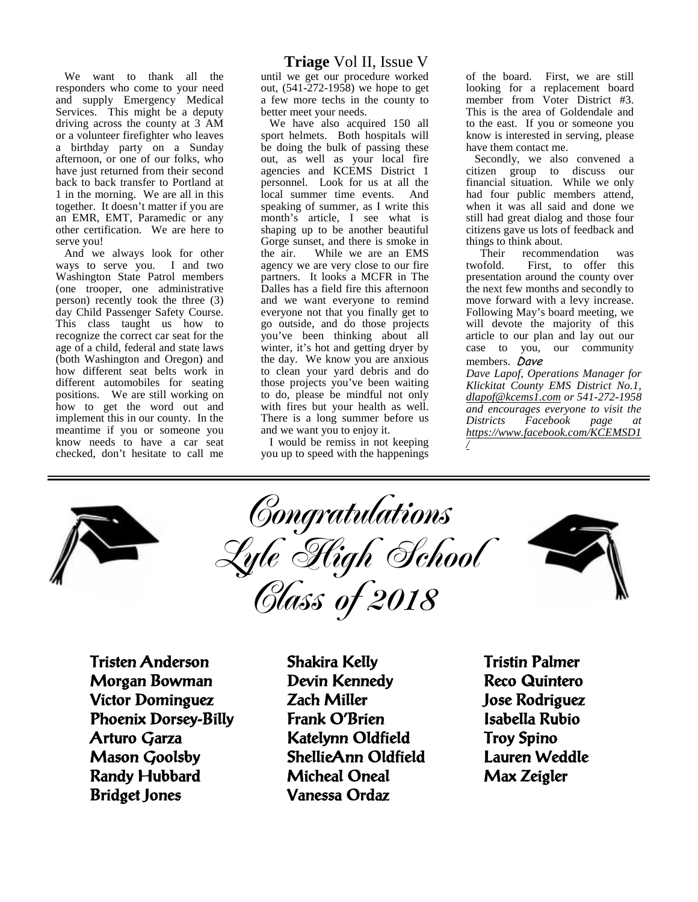We want to thank all the responders who come to your need and supply Emergency Medical Services. This might be a deputy driving across the county at 3 AM or a volunteer firefighter who leaves a birthday party on a Sunday afternoon, or one of our folks, who have just returned from their second back to back transfer to Portland at 1 in the morning. We are all in this together. It doesn't matter if you are an EMR, EMT, Paramedic or any other certification. We are here to serve you!

And we always look for other ways to serve you. I and two Washington State Patrol members (one trooper, one administrative person) recently took the three (3) day Child Passenger Safety Course. This class taught us how to recognize the correct car seat for the age of a child, federal and state laws (both Washington and Oregon) and how different seat belts work in different automobiles for seating positions. We are still working on how to get the word out and implement this in our county. In the meantime if you or someone you know needs to have a car seat checked, don't hesitate to call me until we get our procedure worked out, (541-272-1958) we hope to get a few more techs in the county to better meet your needs.

We have also acquired 150 all sport helmets. Both hospitals will be doing the bulk of passing these out, as well as your local fire agencies and KCEMS District 1 personnel. Look for us at all the local summer time events. And speaking of summer, as I write this month's article, I see what is shaping up to be another beautiful Gorge sunset, and there is smoke in the air. While we are an EMS agency we are very close to our fire partners. It looks a MCFR in The Dalles has a field fire this afternoon and we want everyone to remind everyone not that you finally get to go outside, and do those projects you've been thinking about all winter, it's hot and getting dryer by the day. We know you are anxious to clean your yard debris and do those projects you've been waiting to do, please be mindful not only with fires but your health as well. There is a long summer before us and we want you to enjoy it.

I would be remiss in not keeping you up to speed with the happenings of the board. First, we are still looking for a replacement board member from Voter District #3. This is the area of Goldendale and to the east. If you or someone you know is interested in serving, please have them contact me.

Secondly, we also convened a citizen group to discuss our financial situation. While we only had four public members attend, when it was all said and done we still had great dialog and those four citizens gave us lots of feedback and things to think about.

Their recommendation was twofold. First, to offer this presentation around the county over the next few months and secondly to move forward with a levy increase. Following May's board meeting, we will devote the majority of this article to our plan and lay out our case to you, our community members. *Dave*

*Dave Lapof, Operations Manager for Klickitat County EMS District No.1, dlapof@kcems1.com or 541-272-1958 and encourages everyone to visit the Districts Facebook page at https://www.facebook.com/KCEMSD1/*

# Congratulations Lyle High School Class of 2018

**Tristen Anderson**
**Morgan Bowman**
**Victor Dominguez**
**Phoenix Dorsey-Billy**
**Arturo Garza**
**Mason Goolsby**
**Randy Hubbard**
**Bridget Jones**
**Shakira Kelly**
**Devin Kennedy**
**Zach Miller**
**Frank O'Brien**
**Katelynn Oldfield**
**ShellieAnn Oldfield**
**Micheal Oneal**
**Vanessa Ordaz**
**Tristin Palmer**
**Reco Quintero**
**Jose Rodriguez**
**Isabella Rubio**
**Troy Spino**
**Lauren Weddle**
**Max Zeigler**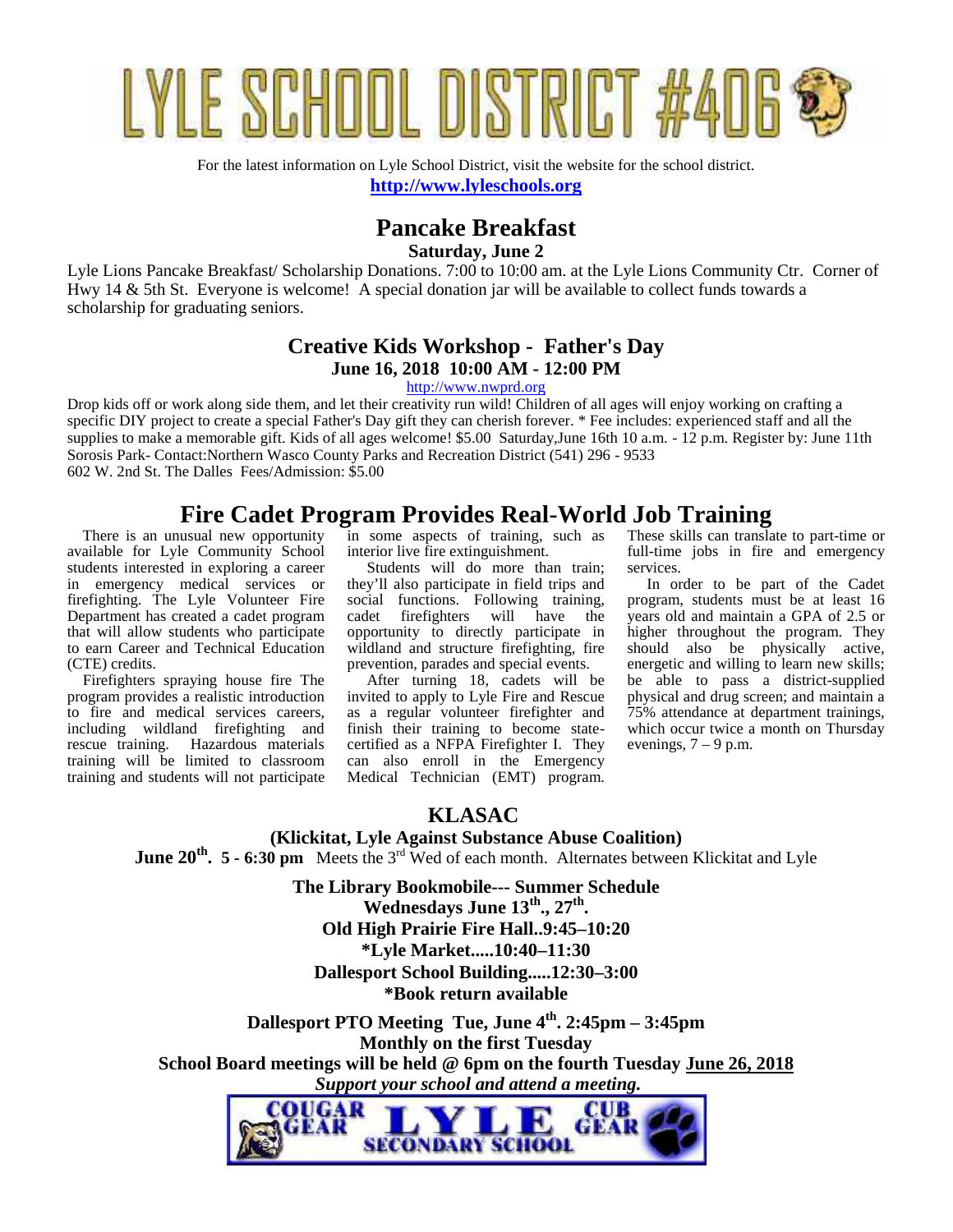# LYLE SCHOOL DISTRICT #406

For the latest information on Lyle School District, visit the website for the school district.

**http://www.lyleschools.org**

## Pancake Breakfast

**Saturday, June 2**

Lyle Lions Pancake Breakfast/ Scholarship Donations. 7:00 to 10:00 am. at the Lyle Lions Community Ctr. Corner of Hwy 14 & 5th St. Everyone is welcome! A special donation jar will be available to collect funds towards a scholarship for graduating seniors.

### Creative Kids Workshop - Father's Day

**June 16, 2018 10:00 AM - 12:00 PM**

http://www.nwprd.org

Drop kids off or work along side them, and let their creativity run wild! Children of all ages will enjoy working on crafting a specific DIY project to create a special Father's Day gift they can cherish forever. * Fee includes: experienced staff and all the supplies to make a memorable gift. Kids of all ages welcome! $5.00 Saturday,June 16th 10 a.m. - 12 p.m. Register by: June 11th Sorosis Park- Contact:Northern Wasco County Parks and Recreation District (541) 296 - 9533
602 W. 2nd St. The Dalles Fees/Admission: $5.00

## Fire Cadet Program Provides Real-World Job Training

There is an unusual new opportunity available for Lyle Community School students interested in exploring a career in emergency medical services or firefighting. The Lyle Volunteer Fire Department has created a cadet program that will allow students who participate to earn Career and Technical Education (CTE) credits.

Firefighters spraying house fire The program provides a realistic introduction to fire and medical services careers, including wildland firefighting and rescue training. Hazardous materials training will be limited to classroom training and students will not participate in some aspects of training, such as interior live fire extinguishment.

Students will do more than train; they'll also participate in field trips and social functions. Following training, cadet firefighters will have the opportunity to directly participate in wildland and structure firefighting, fire prevention, parades and special events.

After turning 18, cadets will be invited to apply to Lyle Fire and Rescue as a regular volunteer firefighter and finish their training to become state-certified as a NFPA Firefighter I. They can also enroll in the Emergency Medical Technician (EMT) program. These skills can translate to part-time or full-time jobs in fire and emergency services.

In order to be part of the Cadet program, students must be at least 16 years old and maintain a GPA of 2.5 or higher throughout the program. They should also be physically active, energetic and willing to learn new skills; be able to pass a district-supplied physical and drug screen; and maintain a 75% attendance at department trainings, which occur twice a month on Thursday evenings, 7 – 9 p.m.

## KLASAC

**(Klickitat, Lyle Against Substance Abuse Coalition)**

**June 20th. 5 - 6:30 pm** Meets the 3rd Wed of each month. Alternates between Klickitat and Lyle

**The Library Bookmobile--- Summer Schedule**
**Wednesdays June 13th., 27th.**
**Old High Prairie Fire Hall..9:45–10:20**
**\*Lyle Market.....10:40–11:30**
**Dallesport School Building.....12:30–3:00**
**\*Book return available**

**Dallesport PTO Meeting Tue, June 4th. 2:45pm – 3:45pm**
**Monthly on the first Tuesday**

**School Board meetings will be held @ 6pm on the fourth Tuesday June 26, 2018**

***Support your school and attend a meeting.***

COUGAR GEAR LYLE SECONDARY SCHOOL CUB GEAR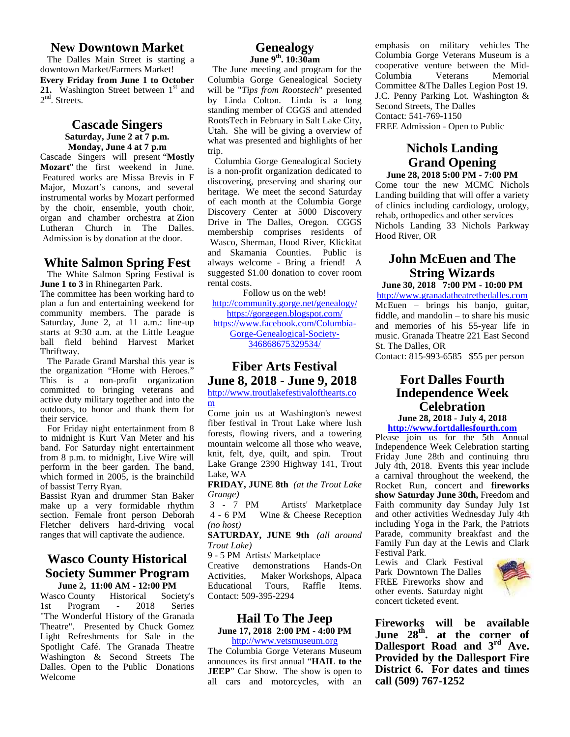## New Downtown Market

The Dalles Main Street is starting a downtown Market/Farmers Market!

**Every Friday from June 1 to October 21.** Washington Street between 1st and 2nd. Streets.

## Cascade Singers

**Saturday, June 2 at 7 p.m.**
**Monday, June 4 at 7 p.m**

Cascade Singers will present "**Mostly Mozart**" the first weekend in June. Featured works are Missa Brevis in F Major, Mozart's canons, and several instrumental works by Mozart performed by the choir, ensemble, youth choir, organ and chamber orchestra at Zion Lutheran Church in The Dalles. Admission is by donation at the door.

## White Salmon Spring Fest

The White Salmon Spring Festival is **June 1 to 3** in Rhinegarten Park.

The committee has been working hard to plan a fun and entertaining weekend for community members. The parade is Saturday, June 2, at 11 a.m.: line-up starts at 9:30 a.m. at the Little League ball field behind Harvest Market Thriftway.

The Parade Grand Marshal this year is the organization "Home with Heroes." This is a non-profit organization committed to bringing veterans and active duty military together and into the outdoors, to honor and thank them for their service.

For Friday night entertainment from 8 to midnight is Kurt Van Meter and his band. For Saturday night entertainment from 8 p.m. to midnight, Live Wire will perform in the beer garden. The band, which formed in 2005, is the brainchild of bassist Terry Ryan.

Bassist Ryan and drummer Stan Baker make up a very formidable rhythm section. Female front person Deborah Fletcher delivers hard-driving vocal ranges that will captivate the audience.

## Wasco County Historical Society Summer Program

**June 2, 11:00 AM - 12:00 PM**

Wasco County Historical Society's 1st Program - 2018 Series "The Wonderful History of the Granada Theatre". Presented by Chuck Gomez Light Refreshments for Sale in the Spotlight Café. The Granada Theatre Washington & Second Streets The Dalles. Open to the Public Donations Welcome

## Genealogy

**June 9th. 10:30am**

The June meeting and program for the Columbia Gorge Genealogical Society will be "*Tips from Rootstech*" presented by Linda Colton. Linda is a long standing member of CGGS and attended RootsTech in February in Salt Lake City, Utah. She will be giving a overview of what was presented and highlights of her trip.

Columbia Gorge Genealogical Society is a non-profit organization dedicated to discovering, preserving and sharing our heritage. We meet the second Saturday of each month at the Columbia Gorge Discovery Center at 5000 Discovery Drive in The Dalles, Oregon. CGGS membership comprises residents of Wasco, Sherman, Hood River, Klickitat and Skamania Counties. Public is always welcome - Bring a friend! A suggested $1.00 donation to cover room rental costs.

Follow us on the web!
http://community.gorge.net/genealogy/
https://gorgegen.blogspot.com/
https://www.facebook.com/Columbia-Gorge-Genealogical-Society-346868675329534/

## Fiber Arts Festival

## June 8, 2018 - June 9, 2018

http://www.troutlakefestivalofthearts.com

Come join us at Washington's newest fiber festival in Trout Lake where lush forests, flowing rivers, and a towering mountain welcome all those who weave, knit, felt, dye, quilt, and spin. Trout Lake Grange 2390 Highway 141, Trout Lake, WA

**FRIDAY, JUNE 8th** *(at the Trout Lake Grange)*

3 - 7 PM Artists' Marketplace
4 - 6 PM Wine & Cheese Reception *(no host)*

**SATURDAY, JUNE 9th** *(all around Trout Lake)*

9 - 5 PM Artists' Marketplace
Creative demonstrations Hands-On Activities, Maker Workshops, Alpaca Educational Tours, Raffle Items. Contact: 509-395-2294

## Hail To The Jeep

**June 17, 2018 2:00 PM - 4:00 PM**

http://www.vetsmuseum.org

The Columbia Gorge Veterans Museum announces its first annual "**HAIL to the JEEP**" Car Show. The show is open to all cars and motorcycles, with an emphasis on military vehicles The Columbia Gorge Veterans Museum is a cooperative venture between the Mid-Columbia Veterans Memorial Committee &The Dalles Legion Post 19. J.C. Penny Parking Lot. Washington & Second Streets, The Dalles
Contact: 541-769-1150
FREE Admission - Open to Public

## Nichols Landing Grand Opening

**June 28, 2018 5:00 PM - 7:00 PM**

Come tour the new MCMC Nichols Landing building that will offer a variety of clinics including cardiology, urology, rehab, orthopedics and other services
Nichols Landing 33 Nichols Parkway Hood River, OR

## John McEuen and The String Wizards

**June 30, 2018 7:00 PM - 10:00 PM**

http://www.granadatheatrethedalles.com

McEuen – brings his banjo, guitar, fiddle, and mandolin – to share his music and memories of his 55-year life in music. Granada Theatre 221 East Second St. The Dalles, OR
Contact: 815-993-6585 $55 per person

## Fort Dalles Fourth Independence Week Celebration

**June 28, 2018 - July 4, 2018**

**http://www.fortdallesfourth.com**

Please join us for the 5th Annual Independence Week Celebration starting Friday June 28th and continuing thru July 4th, 2018. Events this year include a carnival throughout the weekend, the Rocket Run, concert and **fireworks show Saturday June 30th,** Freedom and Faith community day Sunday July 1st and other activities Wednesday July 4th including Yoga in the Park, the Patriots Parade, community breakfast and the Family Fun day at the Lewis and Clark Festival Park.

Lewis and Clark Festival Park Downtown The Dalles FREE Fireworks show and other events. Saturday night concert ticketed event.

**Fireworks will be available June 28th. at the corner of Dallesport Road and 3rd Ave. Provided by the Dallesport Fire District 6. For dates and times call (509) 767-1252**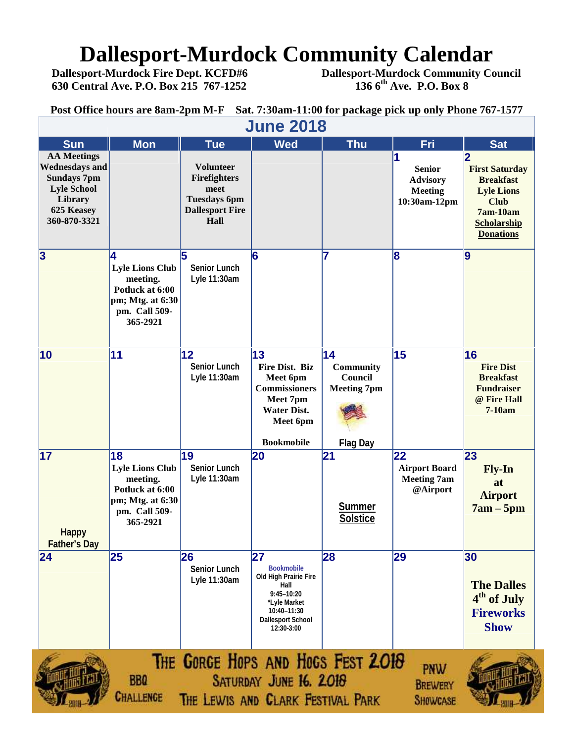# Dallesport-Murdock Community Calendar

**Dallesport-Murdock Fire Dept. KCFD#6**
**630 Central Ave. P.O. Box 215 767-1252**

**Dallesport-Murdock Community Council**
**136 6th Ave. P.O. Box 8**

**Post Office hours are 8am-2pm M-F Sat. 7:30am-11:00 for package pick up only Phone 767-1577**

## June 2018

| Sun | Mon | Tue | Wed | Thu | Fri | Sat |
|---|---|---|---|---|---|---|
| **AA Meetings Wednesdays and Sundays 7pm Lyle School Library 625 Keasey 360-870-3321** | | **Volunteer Firefighters meet Tuesdays 6pm Dallesport Fire Hall** | | | **1** **Senior Advisory Meeting 10:30am-12pm** | **2** **First Saturday Breakfast Lyle Lions Club 7am-10am Scholarship Donations** |
| **3** | **4** **Lyle Lions Club meeting. Potluck at 6:00 pm; Mtg. at 6:30 pm. Call 509-365-2921** | **5** Senior Lunch Lyle 11:30am | **6** | **7** | **8** | **9** |
| **10** | **11** | **12** Senior Lunch Lyle 11:30am | **13** **Fire Dist. Biz Meet 6pm Commissioners Meet 7pm Water Dist. Meet 6pm** **Bookmobile** | **14** **Community Council Meeting 7pm** Flag Day | **15** | **16** **Fire Dist Breakfast Fundraiser @ Fire Hall 7-10am** |
| **17** Happy Father's Day | **18** **Lyle Lions Club meeting. Potluck at 6:00 pm; Mtg. at 6:30 pm. Call 509-365-2921** | **19** Senior Lunch Lyle 11:30am | **20** | **21** Summer Solstice | **22** **Airport Board Meeting 7am @Airport** | **23** **Fly-In at Airport 7am – 5pm** |
| **24** | **25** | **26** Senior Lunch Lyle 11:30am | **27** Bookmobile Old High Prairie Fire Hall 9:45–10:20 *Lyle Market 10:40–11:30 Dallesport School 12:30-3:00 | **28** | **29** | **30** **The Dalles 4th of July Fireworks Show** |

**THE GORGE HOPS AND HOGS FEST 2018**
**SATURDAY JUNE 16, 2018**
**THE LEWIS AND CLARK FESTIVAL PARK**

BBQ CHALLENGE

PNW BREWERY SHOWCASE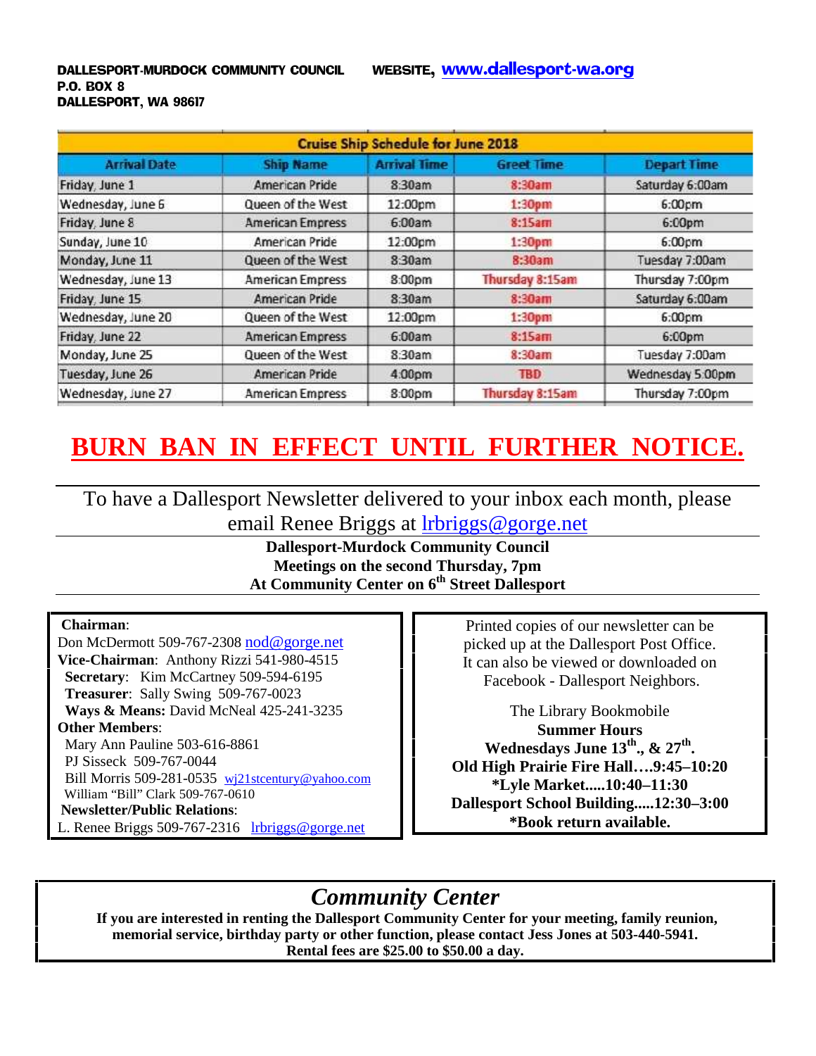**DALLESPORT-MURDOCK COMMUNITY COUNCIL** **WEBSITE, www.dallesport-wa.org**
**P.O. BOX 8**
**DALLESPORT, WA 98617**

| Cruise Ship Schedule for June 2018 | | | | |
|---|---|---|---|---|
| Arrival Date | Ship Name | Arrival Time | Greet Time | Depart Time |
| Friday, June 1 | American Pride | 8:30am | 8:30am | Saturday 6:00am |
| Wednesday, June 6 | Queen of the West | 12:00pm | 1:30pm | 6:00pm |
| Friday, June 8 | American Empress | 6:00am | 8:15am | 6:00pm |
| Sunday, June 10 | American Pride | 12:00pm | 1:30pm | 6:00pm |
| Monday, June 11 | Queen of the West | 8:30am | 8:30am | Tuesday 7:00am |
| Wednesday, June 13 | American Empress | 8:00pm | Thursday 8:15am | Thursday 7:00pm |
| Friday, June 15 | American Pride | 8:30am | 8:30am | Saturday 6:00am |
| Wednesday, June 20 | Queen of the West | 12:00pm | 1:30pm | 6:00pm |
| Friday, June 22 | American Empress | 6:00am | 8:15am | 6:00pm |
| Monday, June 25 | Queen of the West | 8:30am | 8:30am | Tuesday 7:00am |
| Tuesday, June 26 | American Pride | 4:00pm | TBD | Wednesday 5:00pm |
| Wednesday, June 27 | American Empress | 8:00pm | Thursday 8:15am | Thursday 7:00pm |

# BURN BAN IN EFFECT UNTIL FURTHER NOTICE.

To have a Dallesport Newsletter delivered to your inbox each month, please email Renee Briggs at lrbriggs@gorge.net

**Dallesport-Murdock Community Council**
**Meetings on the second Thursday, 7pm**
**At Community Center on 6th Street Dallesport**

**Chairman**:
Don McDermott 509-767-2308 nod@gorge.net
**Vice-Chairman**: Anthony Rizzi 541-980-4515
**Secretary**: Kim McCartney 509-594-6195
**Treasurer**: Sally Swing 509-767-0023
**Ways & Means:** David McNeal 425-241-3235
**Other Members**:
Mary Ann Pauline 503-616-8861
PJ Sisseck 509-767-0044
Bill Morris 509-281-0535 wj21stcentury@yahoo.com
William "Bill" Clark 509-767-0610
**Newsletter/Public Relations**:
L. Renee Briggs 509-767-2316 lrbriggs@gorge.net

Printed copies of our newsletter can be picked up at the Dallesport Post Office. It can also be viewed or downloaded on Facebook - Dallesport Neighbors.

The Library Bookmobile
**Summer Hours**
**Wednesdays June 13th., & 27th.**
**Old High Prairie Fire Hall….9:45–10:20**
**\*Lyle Market.....10:40–11:30**
**Dallesport School Building.....12:30–3:00**
**\*Book return available.**

## *Community Center*

**If you are interested in renting the Dallesport Community Center for your meeting, family reunion, memorial service, birthday party or other function, please contact Jess Jones at 503-440-5941. Rental fees are $25.00 to $50.00 a day.**